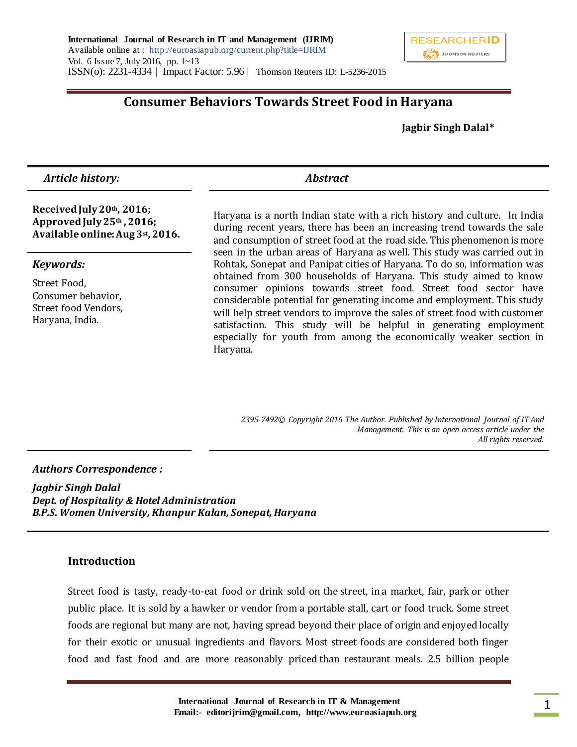# Consumer Behaviors Towards Street Food in Haryana

**Jagbir Singh Dalal***

*Article history:*

**Received July 20th, 2016;**
**Approved July 25th, 2016;**
**Available online: Aug 3st, 2016.**

*Keywords:*

Street Food,
Consumer behavior,
Street food Vendors,
Haryana, India.

## *Abstract*

Haryana is a north Indian state with a rich history and culture. In India during recent years, there has been an increasing trend towards the sale and consumption of street food at the road side. This phenomenon is more seen in the urban areas of Haryana as well. This study was carried out in Rohtak, Sonepat and Panipat cities of Haryana. To do so, information was obtained from 300 households of Haryana. This study aimed to know consumer opinions towards street food. Street food sector have considerable potential for generating income and employment. This study will help street vendors to improve the sales of street food with customer satisfaction. This study will be helpful in generating employment especially for youth from among the economically weaker section in Haryana.

*2395-7492© Copyright 2016 The Author. Published by International Journal of IT And Management. This is an open access article under the All rights reserved.*

***Authors Correspondence :***

***Jagbir Singh Dalal***
***Dept. of Hospitality & Hotel Administration***
***B.P.S. Women University, Khanpur Kalan, Sonepat, Haryana***

## Introduction

Street food is tasty, ready-to-eat food or drink sold on the street, in a market, fair, park or other public place. It is sold by a hawker or vendor from a portable stall, cart or food truck. Some street foods are regional but many are not, having spread beyond their place of origin and enjoyed locally for their exotic or unusual ingredients and flavors. Most street foods are considered both finger food and fast food and are more reasonably priced than restaurant meals. 2.5 billion people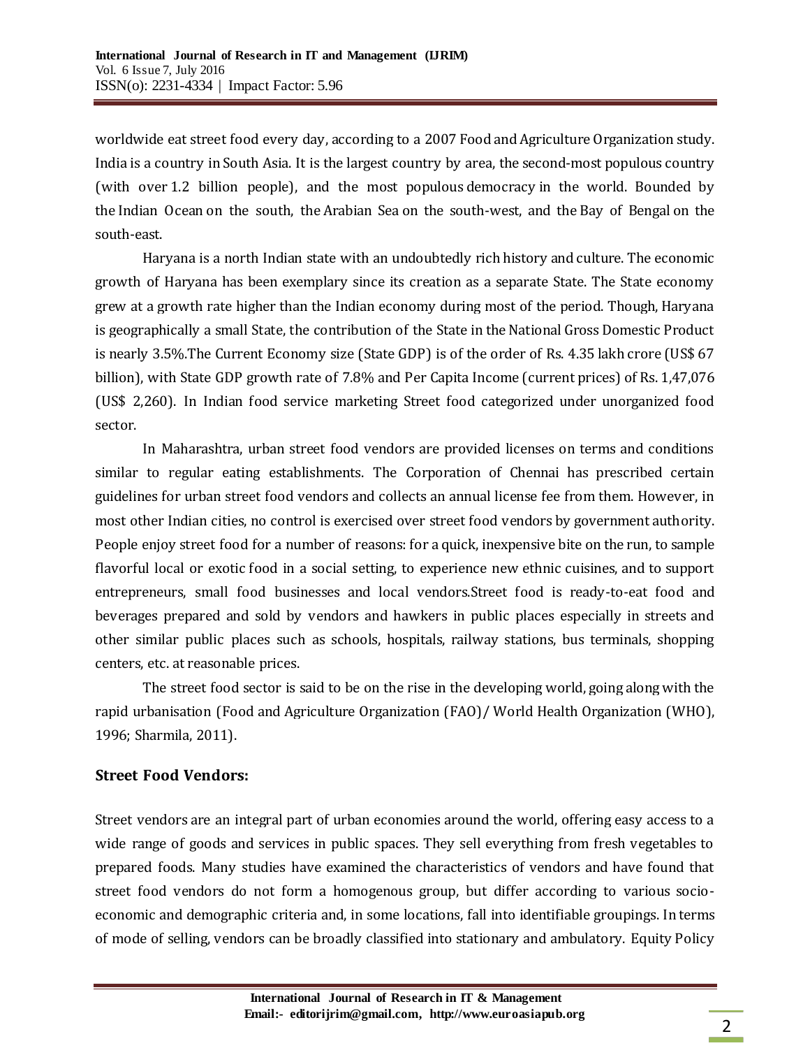worldwide eat street food every day, according to a 2007 Food and Agriculture Organization study. India is a country in South Asia. It is the largest country by area, the second-most populous country (with over 1.2 billion people), and the most populous democracy in the world. Bounded by the Indian Ocean on the south, the Arabian Sea on the south-west, and the Bay of Bengal on the south-east.

Haryana is a north Indian state with an undoubtedly rich history and culture. The economic growth of Haryana has been exemplary since its creation as a separate State. The State economy grew at a growth rate higher than the Indian economy during most of the period. Though, Haryana is geographically a small State, the contribution of the State in the National Gross Domestic Product is nearly 3.5%.The Current Economy size (State GDP) is of the order of Rs. 4.35 lakh crore (US$ 67 billion), with State GDP growth rate of 7.8% and Per Capita Income (current prices) of Rs. 1,47,076 (US$ 2,260). In Indian food service marketing Street food categorized under unorganized food sector.

In Maharashtra, urban street food vendors are provided licenses on terms and conditions similar to regular eating establishments. The Corporation of Chennai has prescribed certain guidelines for urban street food vendors and collects an annual license fee from them. However, in most other Indian cities, no control is exercised over street food vendors by government authority. People enjoy street food for a number of reasons: for a quick, inexpensive bite on the run, to sample flavorful local or exotic food in a social setting, to experience new ethnic cuisines, and to support entrepreneurs, small food businesses and local vendors.Street food is ready-to-eat food and beverages prepared and sold by vendors and hawkers in public places especially in streets and other similar public places such as schools, hospitals, railway stations, bus terminals, shopping centers, etc. at reasonable prices.

The street food sector is said to be on the rise in the developing world, going along with the rapid urbanisation (Food and Agriculture Organization (FAO)/ World Health Organization (WHO), 1996; Sharmila, 2011).

## Street Food Vendors:

Street vendors are an integral part of urban economies around the world, offering easy access to a wide range of goods and services in public spaces. They sell everything from fresh vegetables to prepared foods. Many studies have examined the characteristics of vendors and have found that street food vendors do not form a homogenous group, but differ according to various socio-economic and demographic criteria and, in some locations, fall into identifiable groupings. In terms of mode of selling, vendors can be broadly classified into stationary and ambulatory. Equity Policy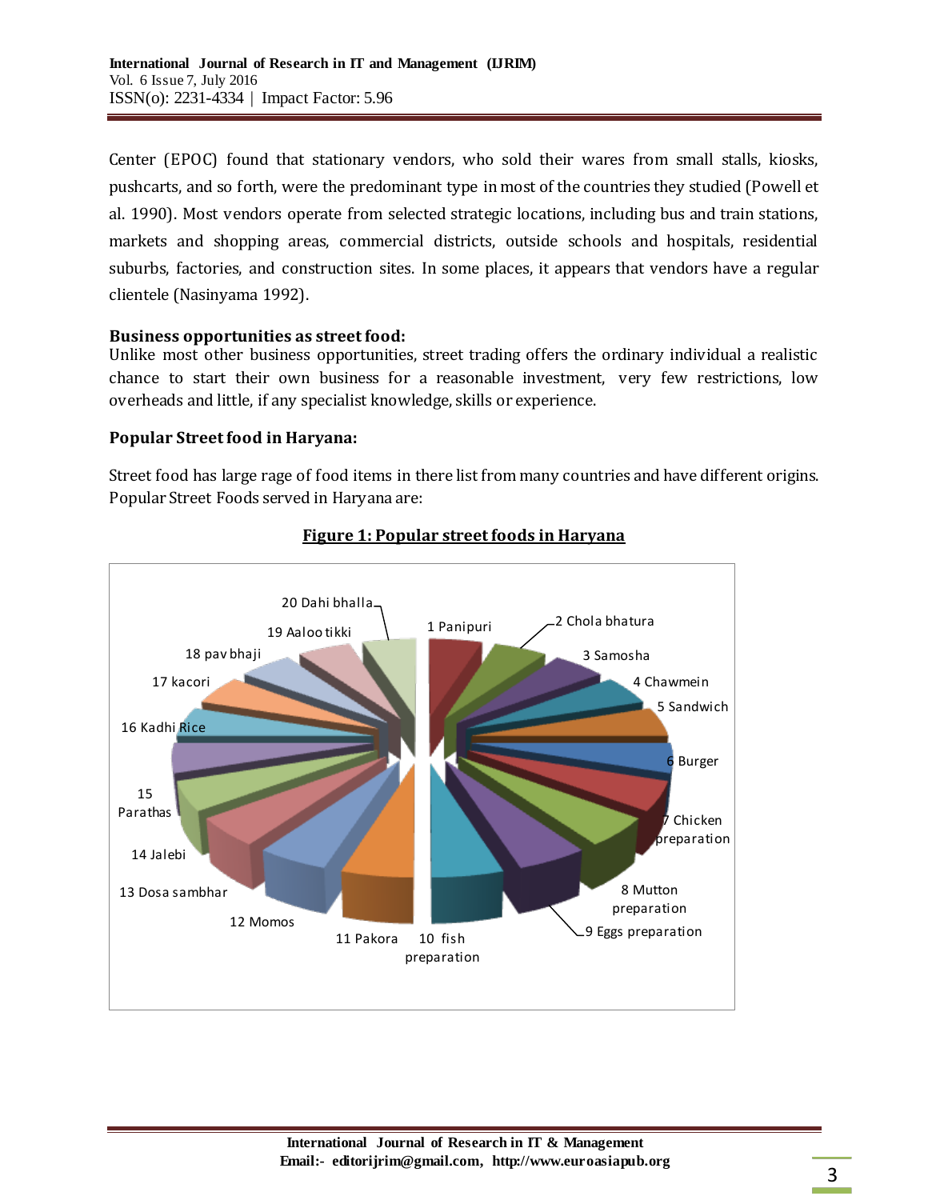Center (EPOC) found that stationary vendors, who sold their wares from small stalls, kiosks, pushcarts, and so forth, were the predominant type in most of the countries they studied (Powell et al. 1990). Most vendors operate from selected strategic locations, including bus and train stations, markets and shopping areas, commercial districts, outside schools and hospitals, residential suburbs, factories, and construction sites. In some places, it appears that vendors have a regular clientele (Nasinyama 1992).

### Business opportunities as street food:

Unlike most other business opportunities, street trading offers the ordinary individual a realistic chance to start their own business for a reasonable investment, very few restrictions, low overheads and little, if any specialist knowledge, skills or experience.

### Popular Street food in Haryana:

Street food has large rage of food items in there list from many countries and have different origins. Popular Street Foods served in Haryana are:

**Figure 1: Popular street foods in Haryana**

1 Panipuri
2 Chola bhatura
3 Samosha
4 Chawmein
5 Sandwich
6 Burger
7 Chicken preparation
8 Mutton preparation
9 Eggs preparation
10 fish preparation
11 Pakora
12 Momos
13 Dosa sambhar
14 Jalebi
15 Parathas
16 Kadhi Rice
17 kacori
18 pav bhaji
19 Aaloo tikki
20 Dahi bhalla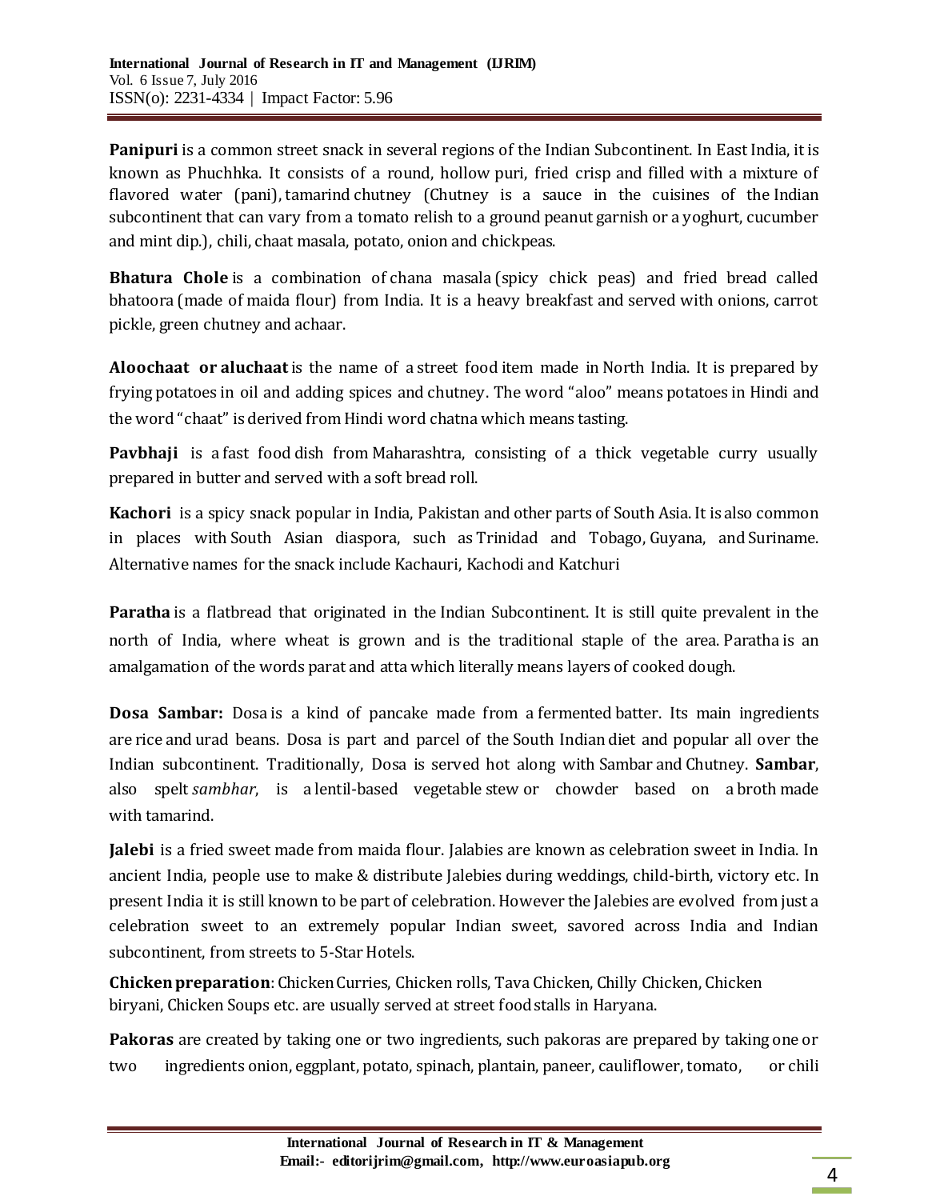**Panipuri** is a common street snack in several regions of the Indian Subcontinent. In East India, it is known as Phuchhka. It consists of a round, hollow puri, fried crisp and filled with a mixture of flavored water (pani), tamarind chutney (Chutney is a sauce in the cuisines of the Indian subcontinent that can vary from a tomato relish to a ground peanut garnish or a yoghurt, cucumber and mint dip.), chili, chaat masala, potato, onion and chickpeas.

**Bhatura Chole** is a combination of chana masala (spicy chick peas) and fried bread called bhatoora (made of maida flour) from India. It is a heavy breakfast and served with onions, carrot pickle, green chutney and achaar.

**Aloochaat or aluchaat** is the name of a street food item made in North India. It is prepared by frying potatoes in oil and adding spices and chutney. The word "aloo" means potatoes in Hindi and the word "chaat" is derived from Hindi word chatna which means tasting.

**Pavbhaji** is a fast food dish from Maharashtra, consisting of a thick vegetable curry usually prepared in butter and served with a soft bread roll.

**Kachori** is a spicy snack popular in India, Pakistan and other parts of South Asia. It is also common in places with South Asian diaspora, such as Trinidad and Tobago, Guyana, and Suriname. Alternative names for the snack include Kachauri, Kachodi and Katchuri

**Paratha** is a flatbread that originated in the Indian Subcontinent. It is still quite prevalent in the north of India, where wheat is grown and is the traditional staple of the area. Paratha is an amalgamation of the words parat and atta which literally means layers of cooked dough.

**Dosa Sambar:** Dosa is a kind of pancake made from a fermented batter. Its main ingredients are rice and urad beans. Dosa is part and parcel of the South Indian diet and popular all over the Indian subcontinent. Traditionally, Dosa is served hot along with Sambar and Chutney. **Sambar**, also spelt *sambhar*, is a lentil-based vegetable stew or chowder based on a broth made with tamarind.

**Jalebi** is a fried sweet made from maida flour. Jalabies are known as celebration sweet in India. In ancient India, people use to make & distribute Jalebies during weddings, child-birth, victory etc. In present India it is still known to be part of celebration. However the Jalebies are evolved from just a celebration sweet to an extremely popular Indian sweet, savored across India and Indian subcontinent, from streets to 5-Star Hotels.

**Chicken preparation**: Chicken Curries, Chicken rolls, Tava Chicken, Chilly Chicken, Chicken biryani, Chicken Soups etc. are usually served at street food stalls in Haryana.

**Pakoras** are created by taking one or two ingredients, such pakoras are prepared by taking one or two ingredients onion, eggplant, potato, spinach, plantain, paneer, cauliflower, tomato, or chili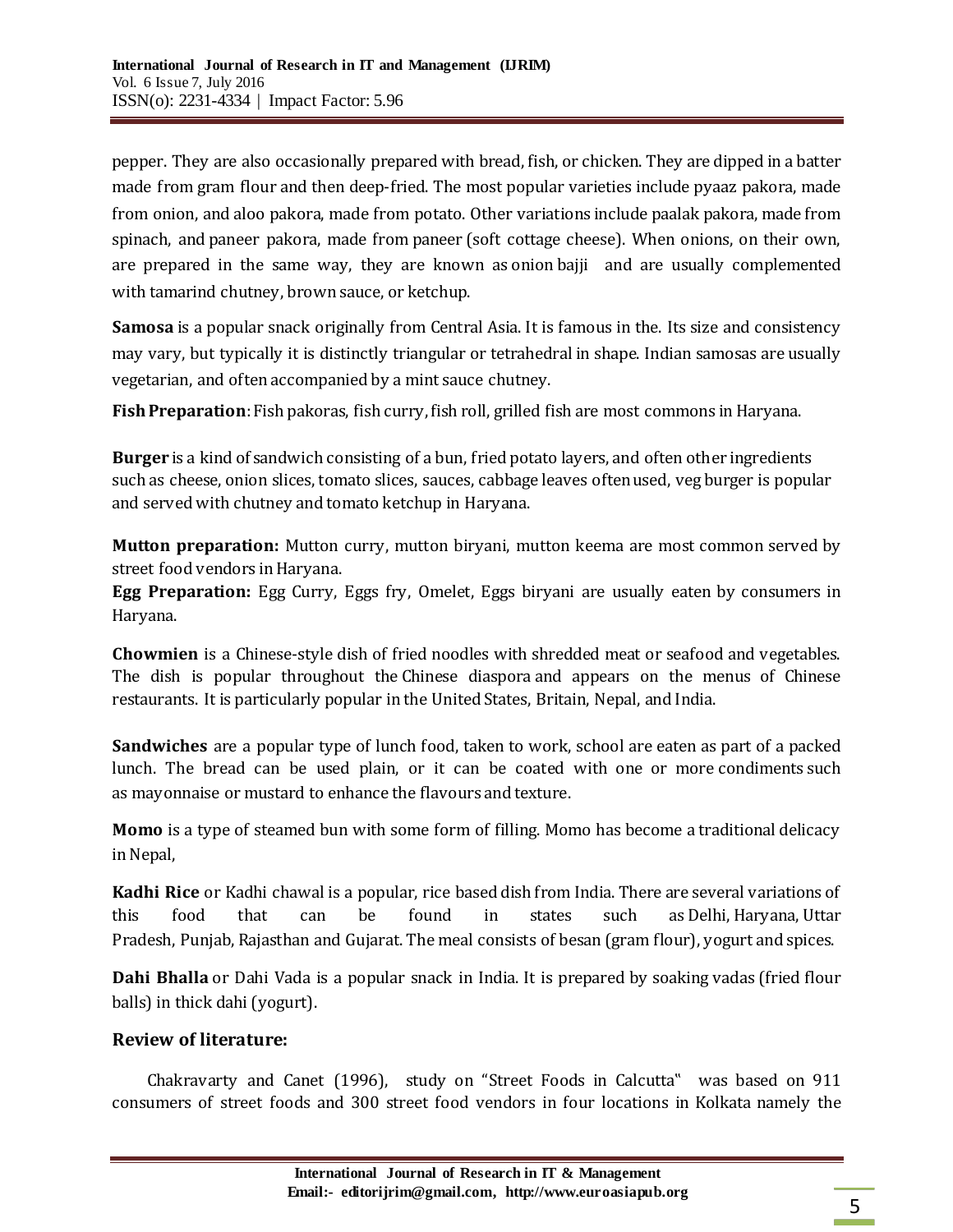pepper. They are also occasionally prepared with bread, fish, or chicken. They are dipped in a batter made from gram flour and then deep-fried. The most popular varieties include pyaaz pakora, made from onion, and aloo pakora, made from potato. Other variations include paalak pakora, made from spinach, and paneer pakora, made from paneer (soft cottage cheese). When onions, on their own, are prepared in the same way, they are known as onion bajji and are usually complemented with tamarind chutney, brown sauce, or ketchup.

**Samosa** is a popular snack originally from Central Asia. It is famous in the. Its size and consistency may vary, but typically it is distinctly triangular or tetrahedral in shape. Indian samosas are usually vegetarian, and often accompanied by a mint sauce chutney.

**Fish Preparation**: Fish pakoras, fish curry, fish roll, grilled fish are most commons in Haryana.

**Burger** is a kind of sandwich consisting of a bun, fried potato layers, and often other ingredients such as cheese, onion slices, tomato slices, sauces, cabbage leaves often used, veg burger is popular and served with chutney and tomato ketchup in Haryana.

**Mutton preparation:** Mutton curry, mutton biryani, mutton keema are most common served by street food vendors in Haryana.

**Egg Preparation:** Egg Curry, Eggs fry, Omelet, Eggs biryani are usually eaten by consumers in Haryana.

**Chowmien** is a Chinese-style dish of fried noodles with shredded meat or seafood and vegetables. The dish is popular throughout the Chinese diaspora and appears on the menus of Chinese restaurants. It is particularly popular in the United States, Britain, Nepal, and India.

**Sandwiches** are a popular type of lunch food, taken to work, school are eaten as part of a packed lunch. The bread can be used plain, or it can be coated with one or more condiments such as mayonnaise or mustard to enhance the flavours and texture.

**Momo** is a type of steamed bun with some form of filling. Momo has become a traditional delicacy in Nepal,

**Kadhi Rice** or Kadhi chawal is a popular, rice based dish from India. There are several variations of this food that can be found in states such as Delhi, Haryana, Uttar Pradesh, Punjab, Rajasthan and Gujarat. The meal consists of besan (gram flour), yogurt and spices.

**Dahi Bhalla** or Dahi Vada is a popular snack in India. It is prepared by soaking vadas (fried flour balls) in thick dahi (yogurt).

## Review of literature:

Chakravarty and Canet (1996), study on "Street Foods in Calcutta‟ was based on 911 consumers of street foods and 300 street food vendors in four locations in Kolkata namely the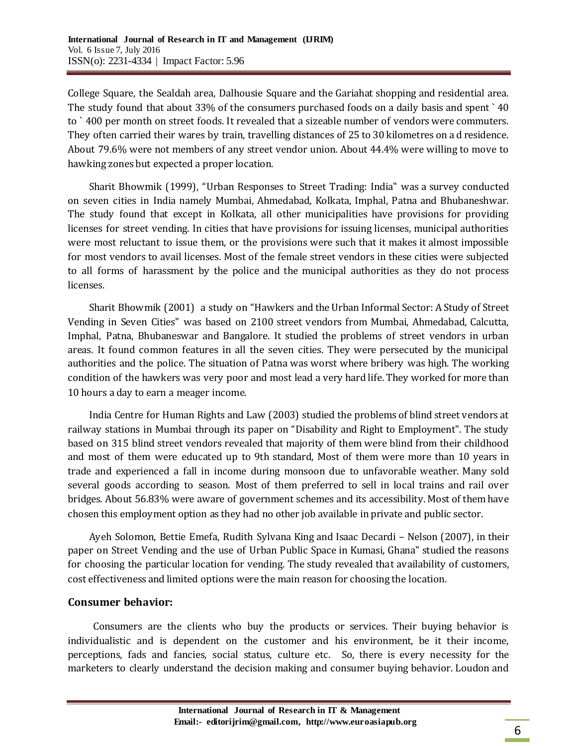College Square, the Sealdah area, Dalhousie Square and the Gariahat shopping and residential area. The study found that about 33% of the consumers purchased foods on a daily basis and spent ` 40 to ` 400 per month on street foods. It revealed that a sizeable number of vendors were commuters. They often carried their wares by train, travelling distances of 25 to 30 kilometres on a d residence. About 79.6% were not members of any street vendor union. About 44.4% were willing to move to hawking zones but expected a proper location.

Sharit Bhowmik (1999), "Urban Responses to Street Trading: India‟ was a survey conducted on seven cities in India namely Mumbai, Ahmedabad, Kolkata, Imphal, Patna and Bhubaneshwar. The study found that except in Kolkata, all other municipalities have provisions for providing licenses for street vending. In cities that have provisions for issuing licenses, municipal authorities were most reluctant to issue them, or the provisions were such that it makes it almost impossible for most vendors to avail licenses. Most of the female street vendors in these cities were subjected to all forms of harassment by the police and the municipal authorities as they do not process licenses.

Sharit Bhowmik (2001) a study on "Hawkers and the Urban Informal Sector: A Study of Street Vending in Seven Cities‟ was based on 2100 street vendors from Mumbai, Ahmedabad, Calcutta, Imphal, Patna, Bhubaneswar and Bangalore. It studied the problems of street vendors in urban areas. It found common features in all the seven cities. They were persecuted by the municipal authorities and the police. The situation of Patna was worst where bribery was high. The working condition of the hawkers was very poor and most lead a very hard life. They worked for more than 10 hours a day to earn a meager income.

India Centre for Human Rights and Law (2003) studied the problems of blind street vendors at railway stations in Mumbai through its paper on "Disability and Right to Employment‟. The study based on 315 blind street vendors revealed that majority of them were blind from their childhood and most of them were educated up to 9th standard, Most of them were more than 10 years in trade and experienced a fall in income during monsoon due to unfavorable weather. Many sold several goods according to season. Most of them preferred to sell in local trains and rail over bridges. About 56.83% were aware of government schemes and its accessibility. Most of them have chosen this employment option as they had no other job available in private and public sector.

Ayeh Solomon, Bettie Emefa, Rudith Sylvana King and Isaac Decardi – Nelson (2007), in their paper on Street Vending and the use of Urban Public Space in Kumasi, Ghana‟ studied the reasons for choosing the particular location for vending. The study revealed that availability of customers, cost effectiveness and limited options were the main reason for choosing the location.

## Consumer behavior:

Consumers are the clients who buy the products or services. Their buying behavior is individualistic and is dependent on the customer and his environment, be it their income, perceptions, fads and fancies, social status, culture etc. So, there is every necessity for the marketers to clearly understand the decision making and consumer buying behavior. Loudon and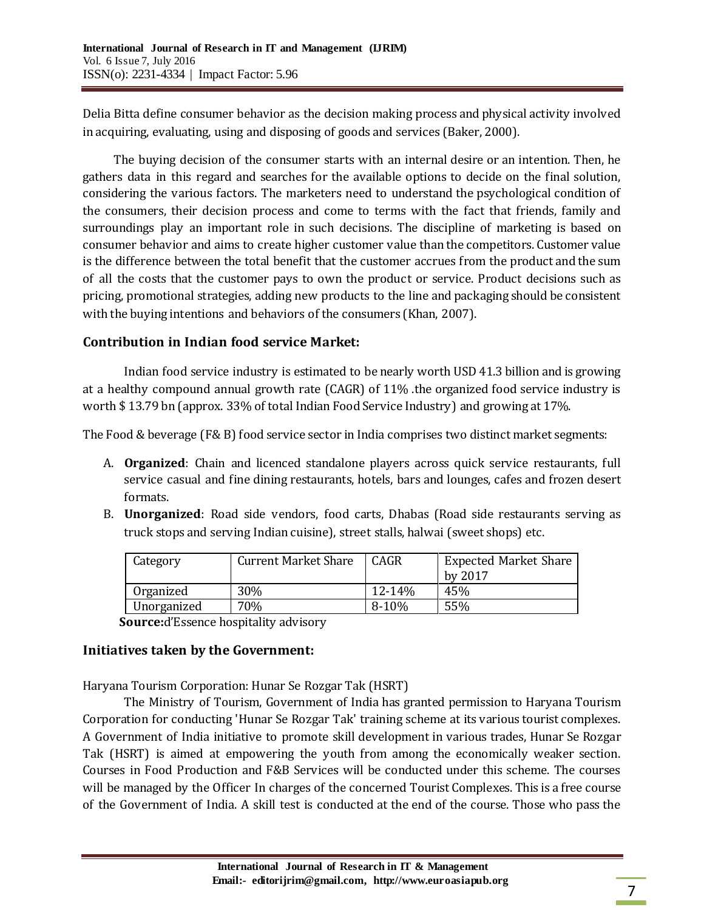Delia Bitta define consumer behavior as the decision making process and physical activity involved in acquiring, evaluating, using and disposing of goods and services (Baker, 2000).

The buying decision of the consumer starts with an internal desire or an intention. Then, he gathers data in this regard and searches for the available options to decide on the final solution, considering the various factors. The marketers need to understand the psychological condition of the consumers, their decision process and come to terms with the fact that friends, family and surroundings play an important role in such decisions. The discipline of marketing is based on consumer behavior and aims to create higher customer value than the competitors. Customer value is the difference between the total benefit that the customer accrues from the product and the sum of all the costs that the customer pays to own the product or service. Product decisions such as pricing, promotional strategies, adding new products to the line and packaging should be consistent with the buying intentions and behaviors of the consumers (Khan, 2007).

## Contribution in Indian food service Market:

Indian food service industry is estimated to be nearly worth USD 41.3 billion and is growing at a healthy compound annual growth rate (CAGR) of 11% .the organized food service industry is worth $ 13.79 bn (approx. 33% of total Indian Food Service Industry) and growing at 17%.

The Food & beverage (F& B) food service sector in India comprises two distinct market segments:

A. **Organized**: Chain and licenced standalone players across quick service restaurants, full service casual and fine dining restaurants, hotels, bars and lounges, cafes and frozen desert formats.
B. **Unorganized**: Road side vendors, food carts, Dhabas (Road side restaurants serving as truck stops and serving Indian cuisine), street stalls, halwai (sweet shops) etc.

| Category | Current Market Share | CAGR | Expected Market Share by 2017 |
|---|---|---|---|
| Organized | 30% | 12-14% | 45% |
| Unorganized | 70% | 8-10% | 55% |

**Source:** d'Essence hospitality advisory

## Initiatives taken by the Government:

Haryana Tourism Corporation: Hunar Se Rozgar Tak (HSRT)

The Ministry of Tourism, Government of India has granted permission to Haryana Tourism Corporation for conducting 'Hunar Se Rozgar Tak' training scheme at its various tourist complexes. A Government of India initiative to promote skill development in various trades, Hunar Se Rozgar Tak (HSRT) is aimed at empowering the youth from among the economically weaker section. Courses in Food Production and F&B Services will be conducted under this scheme. The courses will be managed by the Officer In charges of the concerned Tourist Complexes. This is a free course of the Government of India. A skill test is conducted at the end of the course. Those who pass the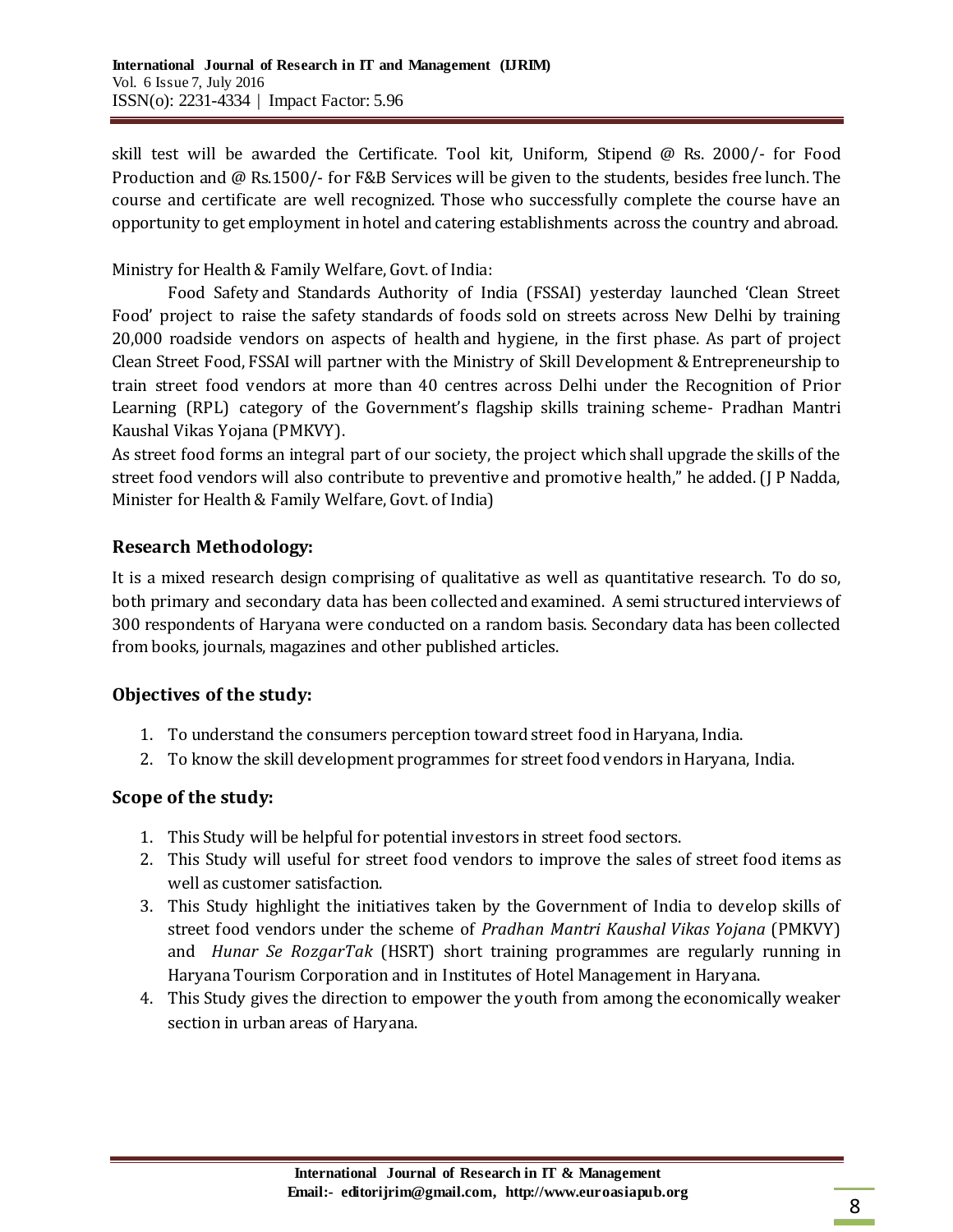skill test will be awarded the Certificate. Tool kit, Uniform, Stipend @ Rs. 2000/- for Food Production and @ Rs.1500/- for F&B Services will be given to the students, besides free lunch. The course and certificate are well recognized. Those who successfully complete the course have an opportunity to get employment in hotel and catering establishments across the country and abroad.

Ministry for Health & Family Welfare, Govt. of India:

Food Safety and Standards Authority of India (FSSAI) yesterday launched 'Clean Street Food' project to raise the safety standards of foods sold on streets across New Delhi by training 20,000 roadside vendors on aspects of health and hygiene, in the first phase. As part of project Clean Street Food, FSSAI will partner with the Ministry of Skill Development & Entrepreneurship to train street food vendors at more than 40 centres across Delhi under the Recognition of Prior Learning (RPL) category of the Government's flagship skills training scheme- Pradhan Mantri Kaushal Vikas Yojana (PMKVY).

As street food forms an integral part of our society, the project which shall upgrade the skills of the street food vendors will also contribute to preventive and promotive health," he added. (J P Nadda, Minister for Health & Family Welfare, Govt. of India)

## Research Methodology:

It is a mixed research design comprising of qualitative as well as quantitative research. To do so, both primary and secondary data has been collected and examined. A semi structured interviews of 300 respondents of Haryana were conducted on a random basis. Secondary data has been collected from books, journals, magazines and other published articles.

## Objectives of the study:

1. To understand the consumers perception toward street food in Haryana, India.
2. To know the skill development programmes for street food vendors in Haryana, India.

## Scope of the study:

1. This Study will be helpful for potential investors in street food sectors.
2. This Study will useful for street food vendors to improve the sales of street food items as well as customer satisfaction.
3. This Study highlight the initiatives taken by the Government of India to develop skills of street food vendors under the scheme of *Pradhan Mantri Kaushal Vikas Yojana* (PMKVY) and *Hunar Se RozgarTak* (HSRT) short training programmes are regularly running in Haryana Tourism Corporation and in Institutes of Hotel Management in Haryana.
4. This Study gives the direction to empower the youth from among the economically weaker section in urban areas of Haryana.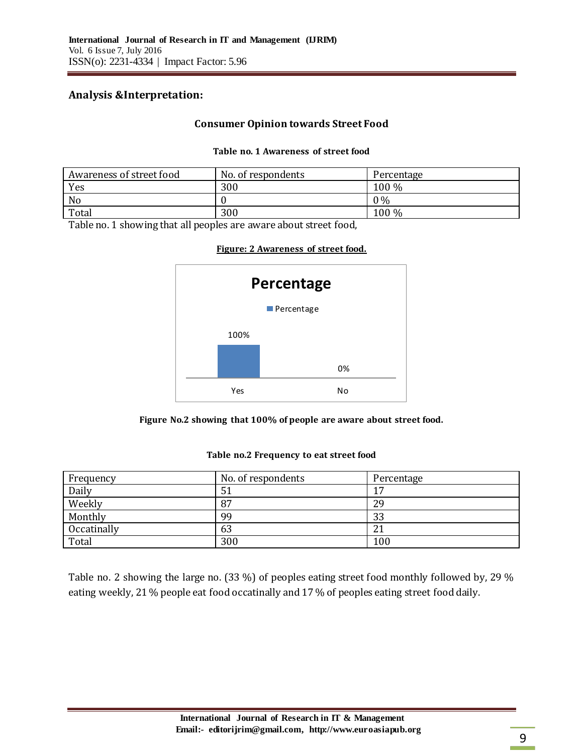## Analysis &Interpretation:

### Consumer Opinion towards Street Food

**Table no. 1 Awareness of street food**

| Awareness of street food | No. of respondents | Percentage |
|---|---|---|
| Yes | 300 | 100 % |
| No | 0 | 0 % |
| Total | 300 | 100 % |

Table no. 1 showing that all peoples are aware about street food,

**Figure: 2 Awareness of street food.**

Percentage

Percentage

100%

0%

Yes No

**Figure No.2 showing that 100% of people are aware about street food.**

**Table no.2 Frequency to eat street food**

| Frequency | No. of respondents | Percentage |
|---|---|---|
| Daily | 51 | 17 |
| Weekly | 87 | 29 |
| Monthly | 99 | 33 |
| Occatinally | 63 | 21 |
| Total | 300 | 100 |

Table no. 2 showing the large no. (33 %) of peoples eating street food monthly followed by, 29 % eating weekly, 21 % people eat food occatinally and 17 % of peoples eating street food daily.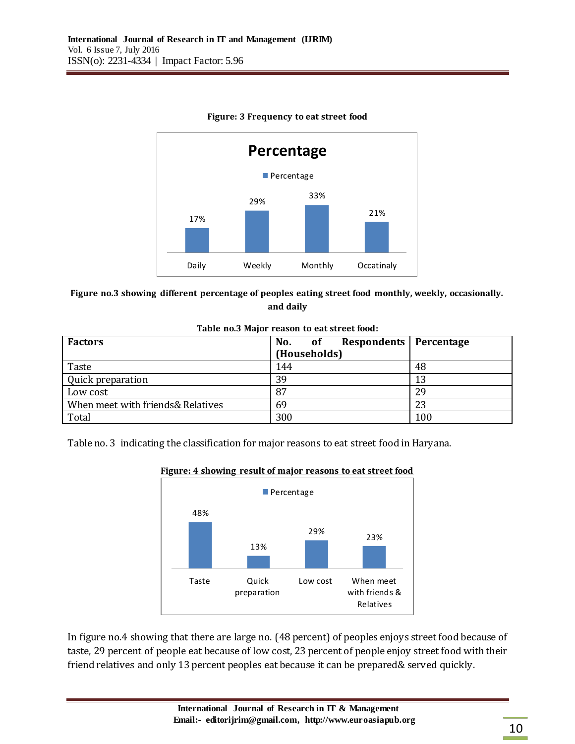**Figure: 3 Frequency to eat street food**

**Figure no.3 showing different percentage of peoples eating street food monthly, weekly, occasionally. and daily**

**Table no.3 Major reason to eat street food:**

| Factors | No. of Respondents (Households) | Percentage |
|---|---|---|
| Taste | 144 | 48 |
| Quick preparation | 39 | 13 |
| Low cost | 87 | 29 |
| When meet with friends& Relatives | 69 | 23 |
| Total | 300 | 100 |

Table no. 3 indicating the classification for major reasons to eat street food in Haryana.

**Figure: 4 showing result of major reasons to eat street food**

In figure no.4 showing that there are large no. (48 percent) of peoples enjoys street food because of taste, 29 percent of people eat because of low cost, 23 percent of people enjoy street food with their friend relatives and only 13 percent peoples eat because it can be prepared& served quickly.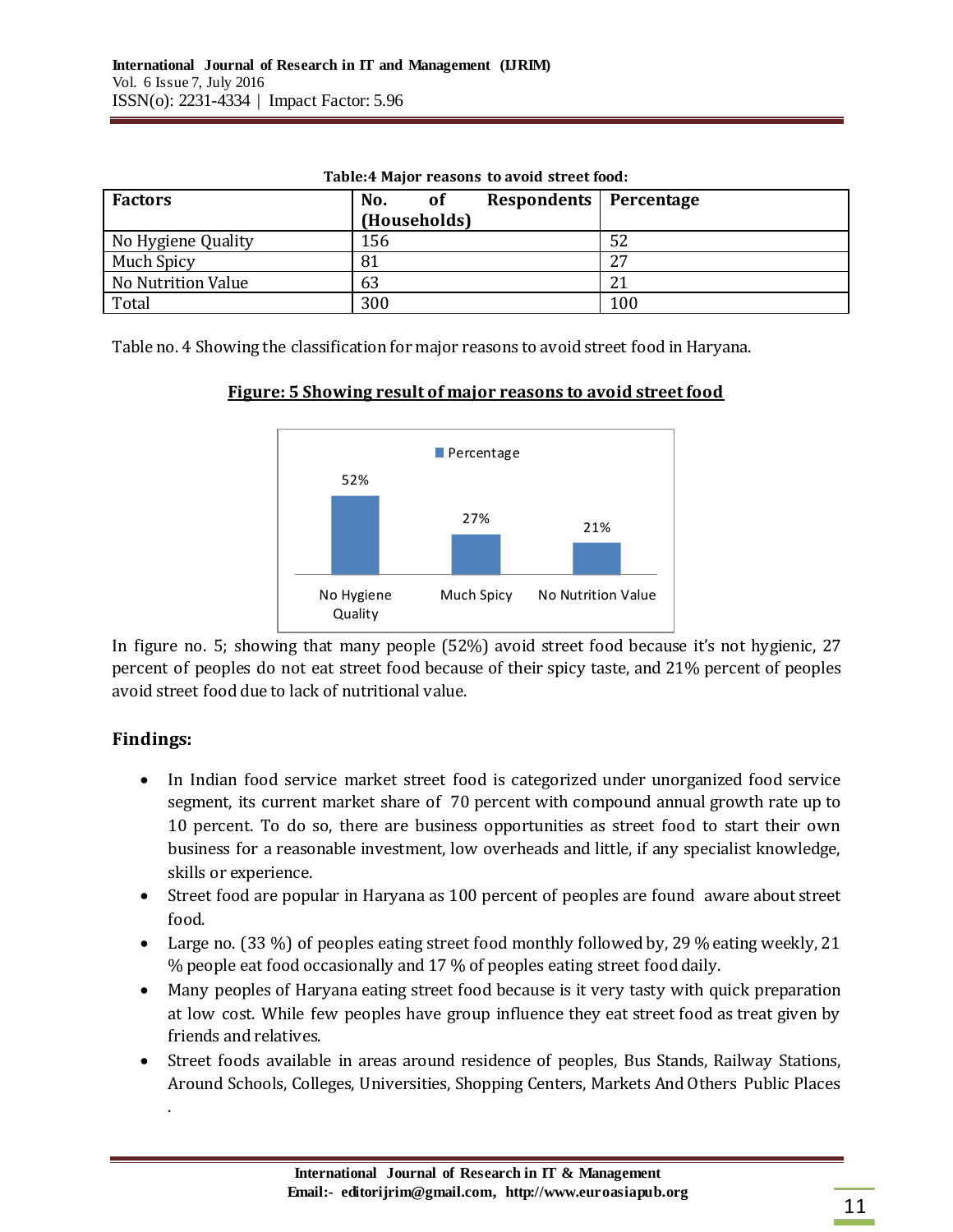**Table:4 Major reasons to avoid street food:**

| Factors | No. of Respondents (Households) | Percentage |
|---|---|---|
| No Hygiene Quality | 156 | 52 |
| Much Spicy | 81 | 27 |
| No Nutrition Value | 63 | 21 |
| Total | 300 | 100 |

Table no. 4 Showing the classification for major reasons to avoid street food in Haryana.

**Figure: 5 Showing result of major reasons to avoid street food**

In figure no. 5; showing that many people (52%) avoid street food because it's not hygienic, 27 percent of peoples do not eat street food because of their spicy taste, and 21% percent of peoples avoid street food due to lack of nutritional value.

## Findings:

- In Indian food service market street food is categorized under unorganized food service segment, its current market share of 70 percent with compound annual growth rate up to 10 percent. To do so, there are business opportunities as street food to start their own business for a reasonable investment, low overheads and little, if any specialist knowledge, skills or experience.
- Street food are popular in Haryana as 100 percent of peoples are found aware about street food.
- Large no. (33 %) of peoples eating street food monthly followed by, 29 % eating weekly, 21 % people eat food occasionally and 17 % of peoples eating street food daily.
- Many peoples of Haryana eating street food because is it very tasty with quick preparation at low cost. While few peoples have group influence they eat street food as treat given by friends and relatives.
- Street foods available in areas around residence of peoples, Bus Stands, Railway Stations, Around Schools, Colleges, Universities, Shopping Centers, Markets And Others Public Places .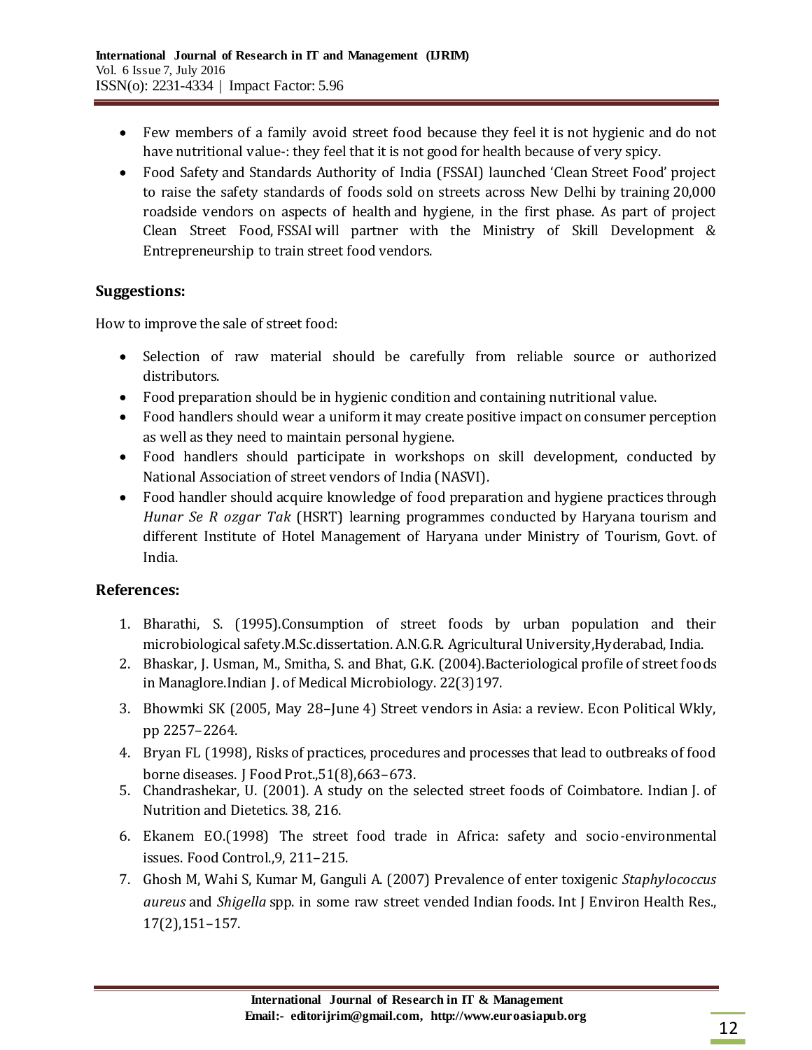- Few members of a family avoid street food because they feel it is not hygienic and do not have nutritional value-: they feel that it is not good for health because of very spicy.
- Food Safety and Standards Authority of India (FSSAI) launched 'Clean Street Food' project to raise the safety standards of foods sold on streets across New Delhi by training 20,000 roadside vendors on aspects of health and hygiene, in the first phase. As part of project Clean Street Food, FSSAI will partner with the Ministry of Skill Development & Entrepreneurship to train street food vendors.

## Suggestions:

How to improve the sale of street food:

- Selection of raw material should be carefully from reliable source or authorized distributors.
- Food preparation should be in hygienic condition and containing nutritional value.
- Food handlers should wear a uniform it may create positive impact on consumer perception as well as they need to maintain personal hygiene.
- Food handlers should participate in workshops on skill development, conducted by National Association of street vendors of India (NASVI).
- Food handler should acquire knowledge of food preparation and hygiene practices through *Hunar Se R ozgar Tak* (HSRT) learning programmes conducted by Haryana tourism and different Institute of Hotel Management of Haryana under Ministry of Tourism, Govt. of India.

## References:

1. Bharathi, S. (1995).Consumption of street foods by urban population and their microbiological safety.M.Sc.dissertation. A.N.G.R. Agricultural University,Hyderabad, India.
2. Bhaskar, J. Usman, M., Smitha, S. and Bhat, G.K. (2004).Bacteriological profile of street foods in Managlore.Indian J. of Medical Microbiology. 22(3)197.
3. Bhowmki SK (2005, May 28–June 4) Street vendors in Asia: a review. Econ Political Wkly, pp 2257–2264.
4. Bryan FL (1998), Risks of practices, procedures and processes that lead to outbreaks of food borne diseases. J Food Prot.,51(8),663–673.
5. Chandrashekar, U. (2001). A study on the selected street foods of Coimbatore. Indian J. of Nutrition and Dietetics. 38, 216.
6. Ekanem EO.(1998) The street food trade in Africa: safety and socio-environmental issues. Food Control.,9, 211–215.
7. Ghosh M, Wahi S, Kumar M, Ganguli A. (2007) Prevalence of enter toxigenic *Staphylococcus aureus* and *Shigella* spp. in some raw street vended Indian foods. Int J Environ Health Res., 17(2),151–157.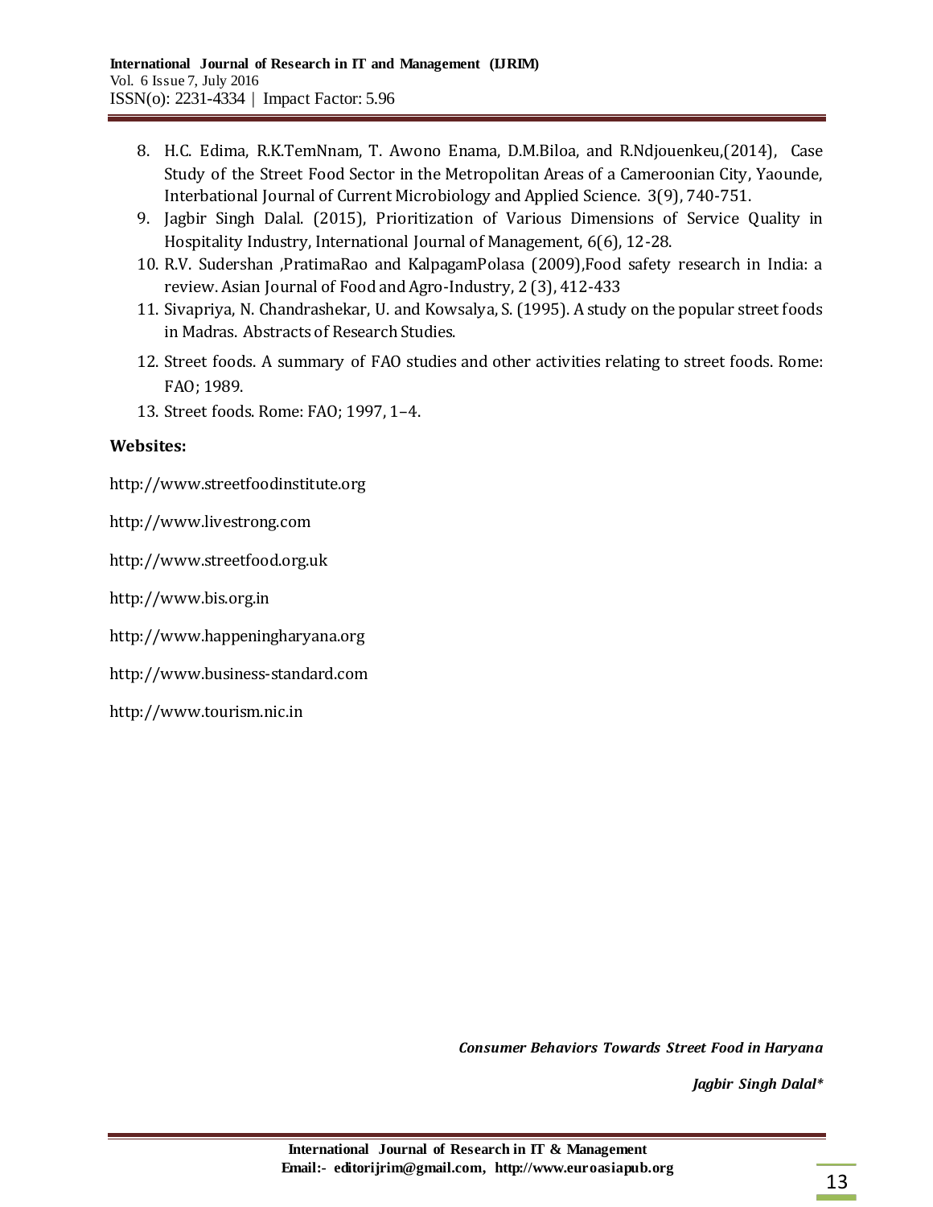8. H.C. Edima, R.K.TemNnam, T. Awono Enama, D.M.Biloa, and R.Ndjouenkeu,(2014), Case Study of the Street Food Sector in the Metropolitan Areas of a Cameroonian City, Yaounde, Interbational Journal of Current Microbiology and Applied Science. 3(9), 740-751.
9. Jagbir Singh Dalal. (2015), Prioritization of Various Dimensions of Service Quality in Hospitality Industry, International Journal of Management, 6(6), 12-28.
10. R.V. Sudershan ,PratimaRao and KalpagamPolasa (2009),Food safety research in India: a review. Asian Journal of Food and Agro-Industry, 2 (3), 412-433
11. Sivapriya, N. Chandrashekar, U. and Kowsalya, S. (1995). A study on the popular street foods in Madras. Abstracts of Research Studies.
12. Street foods. A summary of FAO studies and other activities relating to street foods. Rome: FAO; 1989.
13. Street foods. Rome: FAO; 1997, 1–4.

**Websites:**

http://www.streetfoodinstitute.org

http://www.livestrong.com

http://www.streetfood.org.uk

http://www.bis.org.in

http://www.happeningharyana.org

http://www.business-standard.com

http://www.tourism.nic.in

***Consumer Behaviors Towards Street Food in Haryana***

***Jagbir Singh Dalal****